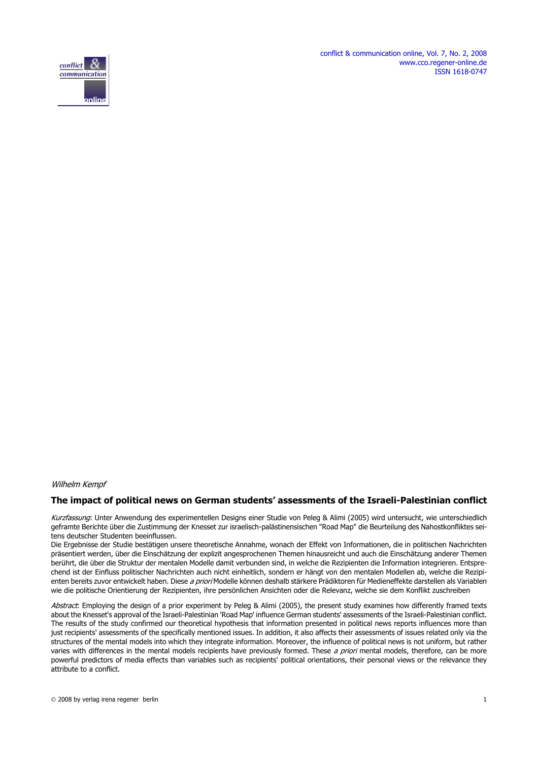*Wilhelm Kempf*

## The impact of political news on German students' assessments of the Israeli-Palestinian conflict

*Kurzfassung*: Unter Anwendung des experimentellen Designs einer Studie von Peleg & Alimi (2005) wird untersucht, wie unterschiedlich geframte Berichte über die Zustimmung der Knesset zur israelisch-palästinensischen "Road Map" die Beurteilung des Nahostkonfliktes seitens deutscher Studenten beeinflussen.

Die Ergebnisse der Studie bestätigen unsere theoretische Annahme, wonach der Effekt von Informationen, die in politischen Nachrichten präsentiert werden, über die Einschätzung der explizit angesprochenen Themen hinausreicht und auch die Einschätzung anderer Themen berührt, die über die Struktur der mentalen Modelle damit verbunden sind, in welche die Rezipienten die Information integrieren. Entsprechend ist der Einfluss politischer Nachrichten auch nicht einheitlich, sondern er hängt von den mentalen Modellen ab, welche die Rezipienten bereits zuvor entwickelt haben. Diese *a priori* Modelle können deshalb stärkere Prädiktoren für Medieneffekte darstellen als Variablen wie die politische Orientierung der Rezipienten, ihre persönlichen Ansichten oder die Relevanz, welche sie dem Konflikt zuschreiben

*Abstract*: Employing the design of a prior experiment by Peleg & Alimi (2005), the present study examines how differently framed texts about the Knesset's approval of the Israeli-Palestinian 'Road Map' influence German students' assessments of the Israeli-Palestinian conflict. The results of the study confirmed our theoretical hypothesis that information presented in political news reports influences more than just recipients' assessments of the specifically mentioned issues. In addition, it also affects their assessments of issues related only via the structures of the mental models into which they integrate information. Moreover, the influence of political news is not uniform, but rather varies with differences in the mental models recipients have previously formed. These *a priori* mental models, therefore, can be more powerful predictors of media effects than variables such as recipients' political orientations, their personal views or the relevance they attribute to a conflict.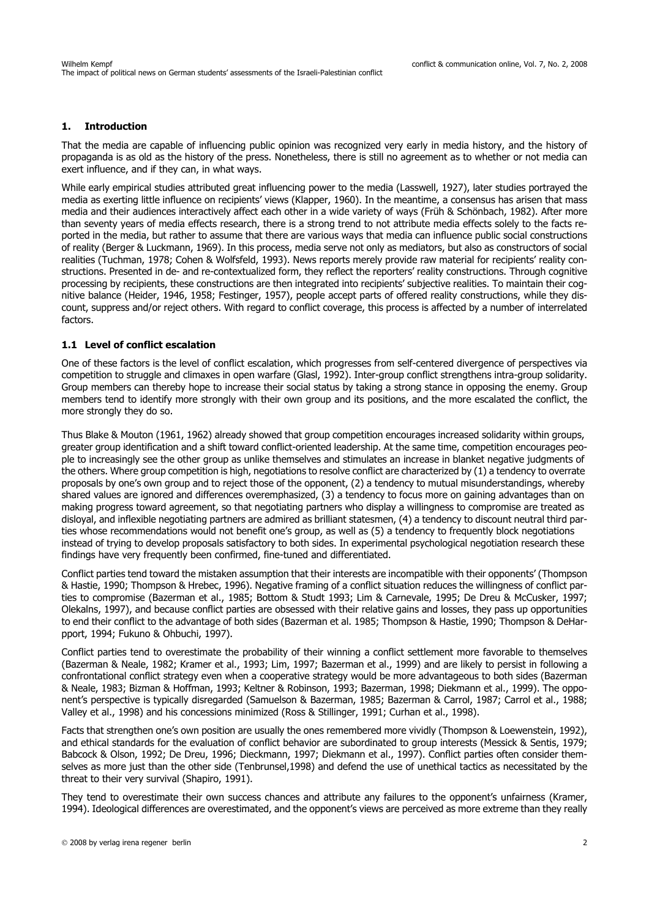## 1. Introduction

That the media are capable of influencing public opinion was recognized very early in media history, and the history of propaganda is as old as the history of the press. Nonetheless, there is still no agreement as to whether or not media can exert influence, and if they can, in what ways.

While early empirical studies attributed great influencing power to the media (Lasswell, 1927), later studies portrayed the media as exerting little influence on recipients' views (Klapper, 1960). In the meantime, a consensus has arisen that mass media and their audiences interactively affect each other in a wide variety of ways (Früh & Schönbach, 1982). After more than seventy years of media effects research, there is a strong trend to not attribute media effects solely to the facts reported in the media, but rather to assume that there are various ways that media can influence public social constructions of reality (Berger & Luckmann, 1969). In this process, media serve not only as mediators, but also as constructors of social realities (Tuchman, 1978; Cohen & Wolfsfeld, 1993). News reports merely provide raw material for recipients' reality constructions. Presented in de- and re-contextualized form, they reflect the reporters' reality constructions. Through cognitive processing by recipients, these constructions are then integrated into recipients' subjective realities. To maintain their cognitive balance (Heider, 1946, 1958; Festinger, 1957), people accept parts of offered reality constructions, while they discount, suppress and/or reject others. With regard to conflict coverage, this process is affected by a number of interrelated factors.

### 1.1 Level of conflict escalation

One of these factors is the level of conflict escalation, which progresses from self-centered divergence of perspectives via competition to struggle and climaxes in open warfare (Glasl, 1992). Inter-group conflict strengthens intra-group solidarity. Group members can thereby hope to increase their social status by taking a strong stance in opposing the enemy. Group members tend to identify more strongly with their own group and its positions, and the more escalated the conflict, the more strongly they do so.

Thus Blake & Mouton (1961, 1962) already showed that group competition encourages increased solidarity within groups, greater group identification and a shift toward conflict-oriented leadership. At the same time, competition encourages people to increasingly see the other group as unlike themselves and stimulates an increase in blanket negative judgments of the others. Where group competition is high, negotiations to resolve conflict are characterized by (1) a tendency to overrate proposals by one's own group and to reject those of the opponent, (2) a tendency to mutual misunderstandings, whereby shared values are ignored and differences overemphasized, (3) a tendency to focus more on gaining advantages than on making progress toward agreement, so that negotiating partners who display a willingness to compromise are treated as disloyal, and inflexible negotiating partners are admired as brilliant statesmen, (4) a tendency to discount neutral third parties whose recommendations would not benefit one's group, as well as (5) a tendency to frequently block negotiations instead of trying to develop proposals satisfactory to both sides. In experimental psychological negotiation research these findings have very frequently been confirmed, fine-tuned and differentiated.

Conflict parties tend toward the mistaken assumption that their interests are incompatible with their opponents' (Thompson & Hastie, 1990; Thompson & Hrebec, 1996). Negative framing of a conflict situation reduces the willingness of conflict parties to compromise (Bazerman et al., 1985; Bottom & Studt 1993; Lim & Carnevale, 1995; De Dreu & McCusker, 1997; Olekalns, 1997), and because conflict parties are obsessed with their relative gains and losses, they pass up opportunities to end their conflict to the advantage of both sides (Bazerman et al. 1985; Thompson & Hastie, 1990; Thompson & DeHarpport, 1994; Fukuno & Ohbuchi, 1997).

Conflict parties tend to overestimate the probability of their winning a conflict settlement more favorable to themselves (Bazerman & Neale, 1982; Kramer et al., 1993; Lim, 1997; Bazerman et al., 1999) and are likely to persist in following a confrontational conflict strategy even when a cooperative strategy would be more advantageous to both sides (Bazerman & Neale, 1983; Bizman & Hoffman, 1993; Keltner & Robinson, 1993; Bazerman, 1998; Diekmann et al., 1999). The opponent's perspective is typically disregarded (Samuelson & Bazerman, 1985; Bazerman & Carrol, 1987; Carrol et al., 1988; Valley et al., 1998) and his concessions minimized (Ross & Stillinger, 1991; Curhan et al., 1998).

Facts that strengthen one's own position are usually the ones remembered more vividly (Thompson & Loewenstein, 1992), and ethical standards for the evaluation of conflict behavior are subordinated to group interests (Messick & Sentis, 1979; Babcock & Olson, 1992; De Dreu, 1996; Dieckmann, 1997; Diekmann et al., 1997). Conflict parties often consider themselves as more just than the other side (Tenbrunsel,1998) and defend the use of unethical tactics as necessitated by the threat to their very survival (Shapiro, 1991).

They tend to overestimate their own success chances and attribute any failures to the opponent's unfairness (Kramer, 1994). Ideological differences are overestimated, and the opponent's views are perceived as more extreme than they really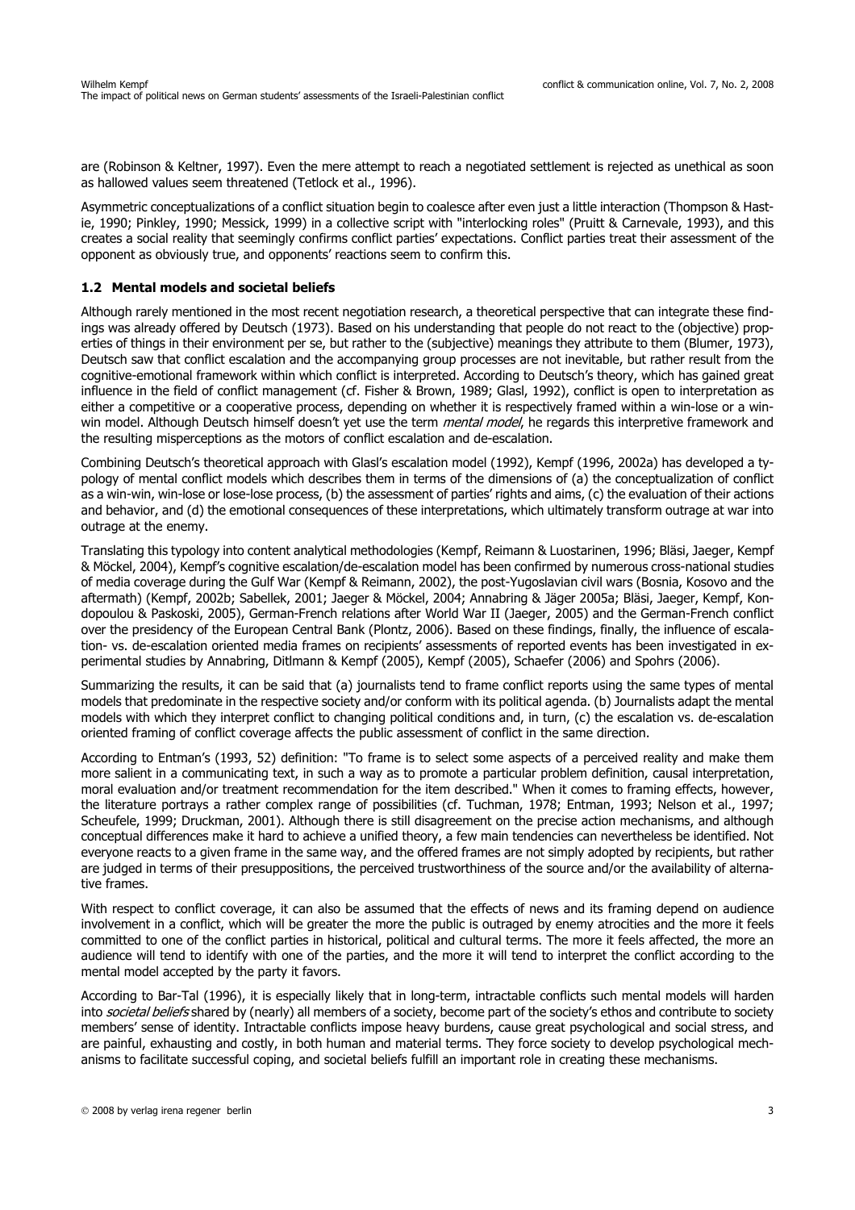are (Robinson & Keltner, 1997). Even the mere attempt to reach a negotiated settlement is rejected as unethical as soon as hallowed values seem threatened (Tetlock et al., 1996).

Asymmetric conceptualizations of a conflict situation begin to coalesce after even just a little interaction (Thompson & Hastie, 1990; Pinkley, 1990; Messick, 1999) in a collective script with "interlocking roles" (Pruitt & Carnevale, 1993), and this creates a social reality that seemingly confirms conflict parties' expectations. Conflict parties treat their assessment of the opponent as obviously true, and opponents' reactions seem to confirm this.

### 1.2 Mental models and societal beliefs

Although rarely mentioned in the most recent negotiation research, a theoretical perspective that can integrate these findings was already offered by Deutsch (1973). Based on his understanding that people do not react to the (objective) properties of things in their environment per se, but rather to the (subjective) meanings they attribute to them (Blumer, 1973), Deutsch saw that conflict escalation and the accompanying group processes are not inevitable, but rather result from the cognitive-emotional framework within which conflict is interpreted. According to Deutsch's theory, which has gained great influence in the field of conflict management (cf. Fisher & Brown, 1989; Glasl, 1992), conflict is open to interpretation as either a competitive or a cooperative process, depending on whether it is respectively framed within a win-lose or a win-win model. Although Deutsch himself doesn't yet use the term *mental model*, he regards this interpretive framework and the resulting misperceptions as the motors of conflict escalation and de-escalation.

Combining Deutsch's theoretical approach with Glasl's escalation model (1992), Kempf (1996, 2002a) has developed a typology of mental conflict models which describes them in terms of the dimensions of (a) the conceptualization of conflict as a win-win, win-lose or lose-lose process, (b) the assessment of parties' rights and aims, (c) the evaluation of their actions and behavior, and (d) the emotional consequences of these interpretations, which ultimately transform outrage at war into outrage at the enemy.

Translating this typology into content analytical methodologies (Kempf, Reimann & Luostarinen, 1996; Bläsi, Jaeger, Kempf & Möckel, 2004), Kempf's cognitive escalation/de-escalation model has been confirmed by numerous cross-national studies of media coverage during the Gulf War (Kempf & Reimann, 2002), the post-Yugoslavian civil wars (Bosnia, Kosovo and the aftermath) (Kempf, 2002b; Sabellek, 2001; Jaeger & Möckel, 2004; Annabring & Jäger 2005a; Bläsi, Jaeger, Kempf, Kondopoulou & Paskoski, 2005), German-French relations after World War II (Jaeger, 2005) and the German-French conflict over the presidency of the European Central Bank (Plontz, 2006). Based on these findings, finally, the influence of escalation- vs. de-escalation oriented media frames on recipients' assessments of reported events has been investigated in experimental studies by Annabring, Ditlmann & Kempf (2005), Kempf (2005), Schaefer (2006) and Spohrs (2006).

Summarizing the results, it can be said that (a) journalists tend to frame conflict reports using the same types of mental models that predominate in the respective society and/or conform with its political agenda. (b) Journalists adapt the mental models with which they interpret conflict to changing political conditions and, in turn, (c) the escalation vs. de-escalation oriented framing of conflict coverage affects the public assessment of conflict in the same direction.

According to Entman's (1993, 52) definition: "To frame is to select some aspects of a perceived reality and make them more salient in a communicating text, in such a way as to promote a particular problem definition, causal interpretation, moral evaluation and/or treatment recommendation for the item described." When it comes to framing effects, however, the literature portrays a rather complex range of possibilities (cf. Tuchman, 1978; Entman, 1993; Nelson et al., 1997; Scheufele, 1999; Druckman, 2001). Although there is still disagreement on the precise action mechanisms, and although conceptual differences make it hard to achieve a unified theory, a few main tendencies can nevertheless be identified. Not everyone reacts to a given frame in the same way, and the offered frames are not simply adopted by recipients, but rather are judged in terms of their presuppositions, the perceived trustworthiness of the source and/or the availability of alternative frames.

With respect to conflict coverage, it can also be assumed that the effects of news and its framing depend on audience involvement in a conflict, which will be greater the more the public is outraged by enemy atrocities and the more it feels committed to one of the conflict parties in historical, political and cultural terms. The more it feels affected, the more an audience will tend to identify with one of the parties, and the more it will tend to interpret the conflict according to the mental model accepted by the party it favors.

According to Bar-Tal (1996), it is especially likely that in long-term, intractable conflicts such mental models will harden into *societal beliefs* shared by (nearly) all members of a society, become part of the society's ethos and contribute to society members' sense of identity. Intractable conflicts impose heavy burdens, cause great psychological and social stress, and are painful, exhausting and costly, in both human and material terms. They force society to develop psychological mechanisms to facilitate successful coping, and societal beliefs fulfill an important role in creating these mechanisms.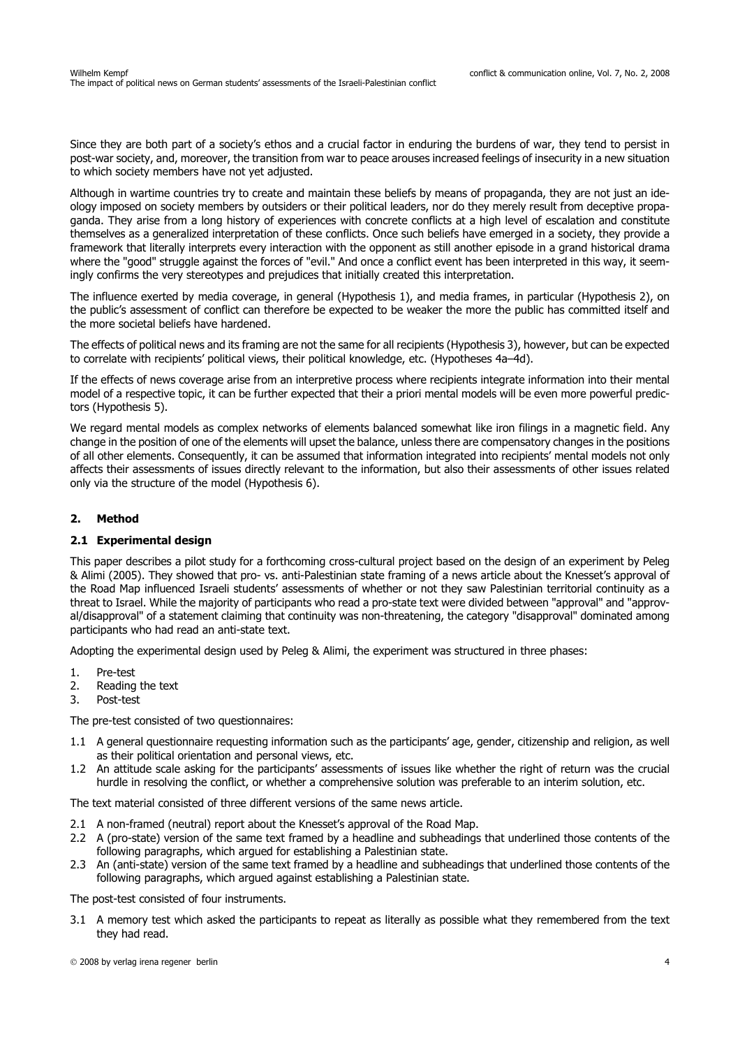Since they are both part of a society's ethos and a crucial factor in enduring the burdens of war, they tend to persist in post-war society, and, moreover, the transition from war to peace arouses increased feelings of insecurity in a new situation to which society members have not yet adjusted.

Although in wartime countries try to create and maintain these beliefs by means of propaganda, they are not just an ideology imposed on society members by outsiders or their political leaders, nor do they merely result from deceptive propaganda. They arise from a long history of experiences with concrete conflicts at a high level of escalation and constitute themselves as a generalized interpretation of these conflicts. Once such beliefs have emerged in a society, they provide a framework that literally interprets every interaction with the opponent as still another episode in a grand historical drama where the "good" struggle against the forces of "evil." And once a conflict event has been interpreted in this way, it seemingly confirms the very stereotypes and prejudices that initially created this interpretation.

The influence exerted by media coverage, in general (Hypothesis 1), and media frames, in particular (Hypothesis 2), on the public's assessment of conflict can therefore be expected to be weaker the more the public has committed itself and the more societal beliefs have hardened.

The effects of political news and its framing are not the same for all recipients (Hypothesis 3), however, but can be expected to correlate with recipients' political views, their political knowledge, etc. (Hypotheses 4a–4d).

If the effects of news coverage arise from an interpretive process where recipients integrate information into their mental model of a respective topic, it can be further expected that their a priori mental models will be even more powerful predictors (Hypothesis 5).

We regard mental models as complex networks of elements balanced somewhat like iron filings in a magnetic field. Any change in the position of one of the elements will upset the balance, unless there are compensatory changes in the positions of all other elements. Consequently, it can be assumed that information integrated into recipients' mental models not only affects their assessments of issues directly relevant to the information, but also their assessments of other issues related only via the structure of the model (Hypothesis 6).

## 2. Method

### 2.1 Experimental design

This paper describes a pilot study for a forthcoming cross-cultural project based on the design of an experiment by Peleg & Alimi (2005). They showed that pro- vs. anti-Palestinian state framing of a news article about the Knesset's approval of the Road Map influenced Israeli students' assessments of whether or not they saw Palestinian territorial continuity as a threat to Israel. While the majority of participants who read a pro-state text were divided between "approval" and "approval/disapproval" of a statement claiming that continuity was non-threatening, the category "disapproval" dominated among participants who had read an anti-state text.

Adopting the experimental design used by Peleg & Alimi, the experiment was structured in three phases:

1. Pre-test
2. Reading the text
3. Post-test

The pre-test consisted of two questionnaires:

1.1 A general questionnaire requesting information such as the participants' age, gender, citizenship and religion, as well as their political orientation and personal views, etc.

1.2 An attitude scale asking for the participants' assessments of issues like whether the right of return was the crucial hurdle in resolving the conflict, or whether a comprehensive solution was preferable to an interim solution, etc.

The text material consisted of three different versions of the same news article.

2.1 A non-framed (neutral) report about the Knesset's approval of the Road Map.

2.2 A (pro-state) version of the same text framed by a headline and subheadings that underlined those contents of the following paragraphs, which argued for establishing a Palestinian state.

2.3 An (anti-state) version of the same text framed by a headline and subheadings that underlined those contents of the following paragraphs, which argued against establishing a Palestinian state.

The post-test consisted of four instruments.

3.1 A memory test which asked the participants to repeat as literally as possible what they remembered from the text they had read.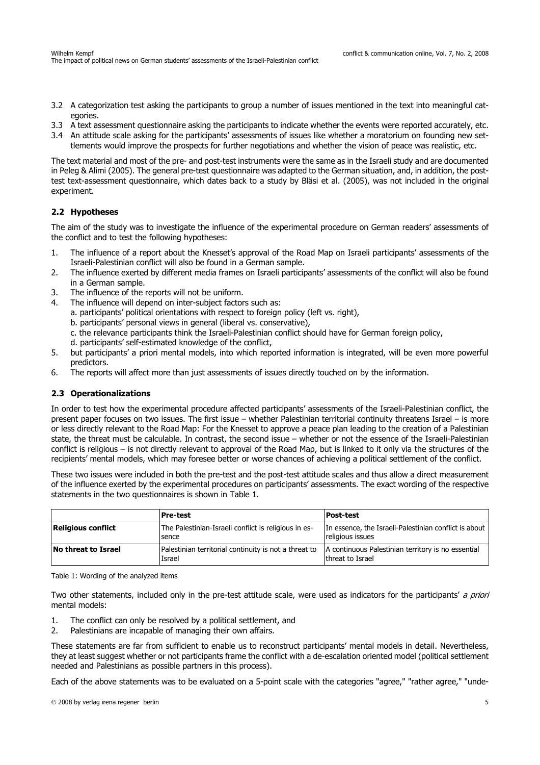3.2 A categorization test asking the participants to group a number of issues mentioned in the text into meaningful categories.
3.3 A text assessment questionnaire asking the participants to indicate whether the events were reported accurately, etc.
3.4 An attitude scale asking for the participants' assessments of issues like whether a moratorium on founding new settlements would improve the prospects for further negotiations and whether the vision of peace was realistic, etc.

The text material and most of the pre- and post-test instruments were the same as in the Israeli study and are documented in Peleg & Alimi (2005). The general pre-test questionnaire was adapted to the German situation, and, in addition, the post-test text-assessment questionnaire, which dates back to a study by Bläsi et al. (2005), was not included in the original experiment.

### 2.2 Hypotheses

The aim of the study was to investigate the influence of the experimental procedure on German readers' assessments of the conflict and to test the following hypotheses:

1. The influence of a report about the Knesset's approval of the Road Map on Israeli participants' assessments of the Israeli-Palestinian conflict will also be found in a German sample.
2. The influence exerted by different media frames on Israeli participants' assessments of the conflict will also be found in a German sample.
3. The influence of the reports will not be uniform.
4. The influence will depend on inter-subject factors such as:
   a. participants' political orientations with respect to foreign policy (left vs. right),
   b. participants' personal views in general (liberal vs. conservative),
   c. the relevance participants think the Israeli-Palestinian conflict should have for German foreign policy,
   d. participants' self-estimated knowledge of the conflict,
5. but participants' a priori mental models, into which reported information is integrated, will be even more powerful predictors.
6. The reports will affect more than just assessments of issues directly touched on by the information.

### 2.3 Operationalizations

In order to test how the experimental procedure affected participants' assessments of the Israeli-Palestinian conflict, the present paper focuses on two issues. The first issue – whether Palestinian territorial continuity threatens Israel – is more or less directly relevant to the Road Map: For the Knesset to approve a peace plan leading to the creation of a Palestinian state, the threat must be calculable. In contrast, the second issue – whether or not the essence of the Israeli-Palestinian conflict is religious – is not directly relevant to approval of the Road Map, but is linked to it only via the structures of the recipients' mental models, which may foresee better or worse chances of achieving a political settlement of the conflict.

These two issues were included in both the pre-test and the post-test attitude scales and thus allow a direct measurement of the influence exerted by the experimental procedures on participants' assessments. The exact wording of the respective statements in the two questionnaires is shown in Table 1.

| | **Pre-test** | **Post-test** |
|---|---|---|
| **Religious conflict** | The Palestinian-Israeli conflict is religious in essence | In essence, the Israeli-Palestinian conflict is about religious issues |
| **No threat to Israel** | Palestinian territorial continuity is not a threat to Israel | A continuous Palestinian territory is no essential threat to Israel |

Table 1: Wording of the analyzed items

Two other statements, included only in the pre-test attitude scale, were used as indicators for the participants' *a priori* mental models:

1. The conflict can only be resolved by a political settlement, and
2. Palestinians are incapable of managing their own affairs.

These statements are far from sufficient to enable us to reconstruct participants' mental models in detail. Nevertheless, they at least suggest whether or not participants frame the conflict with a de-escalation oriented model (political settlement needed and Palestinians as possible partners in this process).

Each of the above statements was to be evaluated on a 5-point scale with the categories "agree," "rather agree," "unde-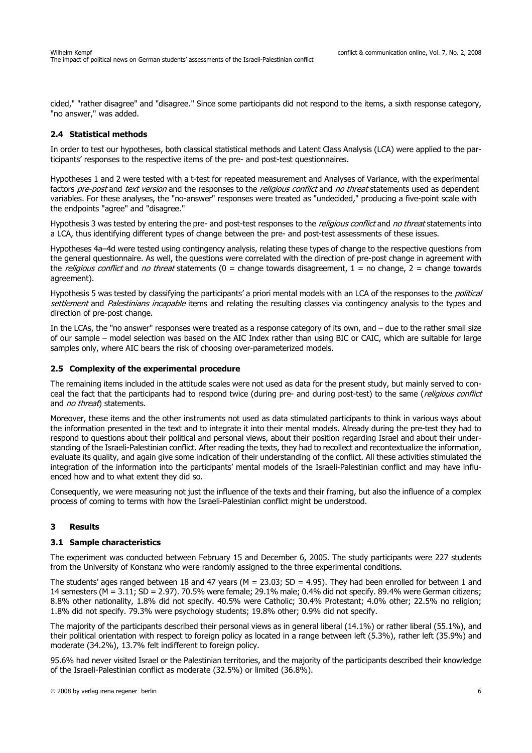cided," "rather disagree" and "disagree." Since some participants did not respond to the items, a sixth response category, "no answer," was added.

### 2.4 Statistical methods

In order to test our hypotheses, both classical statistical methods and Latent Class Analysis (LCA) were applied to the participants' responses to the respective items of the pre- and post-test questionnaires.

Hypotheses 1 and 2 were tested with a t-test for repeated measurement and Analyses of Variance, with the experimental factors *pre-post* and *text version* and the responses to the *religious conflict* and *no threat* statements used as dependent variables. For these analyses, the "no-answer" responses were treated as "undecided," producing a five-point scale with the endpoints "agree" and "disagree."

Hypothesis 3 was tested by entering the pre- and post-test responses to the *religious conflict* and *no threat* statements into a LCA, thus identifying different types of change between the pre- and post-test assessments of these issues.

Hypotheses 4a–4d were tested using contingency analysis, relating these types of change to the respective questions from the general questionnaire. As well, the questions were correlated with the direction of pre-post change in agreement with the *religious conflict* and *no threat* statements (0 = change towards disagreement, 1 = no change, 2 = change towards agreement).

Hypothesis 5 was tested by classifying the participants' a priori mental models with an LCA of the responses to the *political settlement* and *Palestinians incapable* items and relating the resulting classes via contingency analysis to the types and direction of pre-post change.

In the LCAs, the "no answer" responses were treated as a response category of its own, and – due to the rather small size of our sample – model selection was based on the AIC Index rather than using BIC or CAIC, which are suitable for large samples only, where AIC bears the risk of choosing over-parameterized models.

### 2.5 Complexity of the experimental procedure

The remaining items included in the attitude scales were not used as data for the present study, but mainly served to conceal the fact that the participants had to respond twice (during pre- and during post-test) to the same (*religious conflict* and *no threat*) statements.

Moreover, these items and the other instruments not used as data stimulated participants to think in various ways about the information presented in the text and to integrate it into their mental models. Already during the pre-test they had to respond to questions about their political and personal views, about their position regarding Israel and about their understanding of the Israeli-Palestinian conflict. After reading the texts, they had to recollect and recontextualize the information, evaluate its quality, and again give some indication of their understanding of the conflict. All these activities stimulated the integration of the information into the participants' mental models of the Israeli-Palestinian conflict and may have influenced how and to what extent they did so.

Consequently, we were measuring not just the influence of the texts and their framing, but also the influence of a complex process of coming to terms with how the Israeli-Palestinian conflict might be understood.

## 3 Results

### 3.1 Sample characteristics

The experiment was conducted between February 15 and December 6, 2005. The study participants were 227 students from the University of Konstanz who were randomly assigned to the three experimental conditions.

The students' ages ranged between 18 and 47 years ($M = 23.03$; $SD = 4.95$). They had been enrolled for between 1 and 14 semesters ($M = 3.11$; $SD = 2.97$). 70.5% were female; 29.1% male; 0.4% did not specify. 89.4% were German citizens; 8.8% other nationality, 1.8% did not specify. 40.5% were Catholic; 30.4% Protestant; 4.0% other; 22.5% no religion; 1.8% did not specify. 79.3% were psychology students; 19.8% other; 0.9% did not specify.

The majority of the participants described their personal views as in general liberal (14.1%) or rather liberal (55.1%), and their political orientation with respect to foreign policy as located in a range between left (5.3%), rather left (35.9%) and moderate (34.2%), 13.7% felt indifferent to foreign policy.

95.6% had never visited Israel or the Palestinian territories, and the majority of the participants described their knowledge of the Israeli-Palestinian conflict as moderate (32.5%) or limited (36.8%).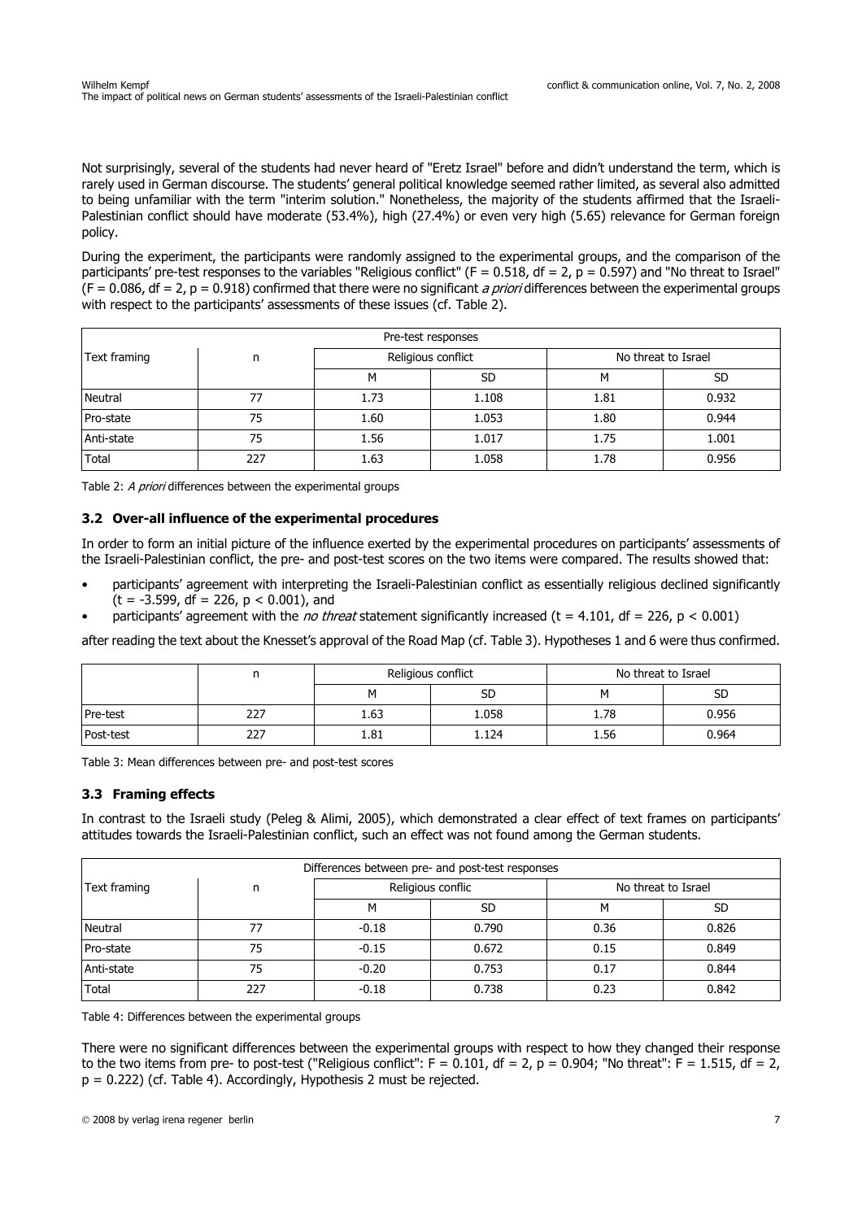Not surprisingly, several of the students had never heard of "Eretz Israel" before and didn't understand the term, which is rarely used in German discourse. The students' general political knowledge seemed rather limited, as several also admitted to being unfamiliar with the term "interim solution." Nonetheless, the majority of the students affirmed that the Israeli-Palestinian conflict should have moderate (53.4%), high (27.4%) or even very high (5.65) relevance for German foreign policy.

During the experiment, the participants were randomly assigned to the experimental groups, and the comparison of the participants' pre-test responses to the variables "Religious conflict" ($F = 0.518$, $df = 2$, $p = 0.597$) and "No threat to Israel" ($F = 0.086$, $df = 2$, $p = 0.918$) confirmed that there were no significant *a priori* differences between the experimental groups with respect to the participants' assessments of these issues (cf. Table 2).

| Pre-test responses | | | | | |
|---|---|---|---|---|---|
| Text framing | n | Religious conflict | | No threat to Israel | |
| | | M | SD | M | SD |
| Neutral | 77 | 1.73 | 1.108 | 1.81 | 0.932 |
| Pro-state | 75 | 1.60 | 1.053 | 1.80 | 0.944 |
| Anti-state | 75 | 1.56 | 1.017 | 1.75 | 1.001 |
| Total | 227 | 1.63 | 1.058 | 1.78 | 0.956 |

Table 2: *A priori* differences between the experimental groups

### 3.2 Over-all influence of the experimental procedures

In order to form an initial picture of the influence exerted by the experimental procedures on participants' assessments of the Israeli-Palestinian conflict, the pre- and post-test scores on the two items were compared. The results showed that:

- participants' agreement with interpreting the Israeli-Palestinian conflict as essentially religious declined significantly ($t = -3.599$, $df = 226$, $p < 0.001$), and
- participants' agreement with the *no threat* statement significantly increased ($t = 4.101$, $df = 226$, $p < 0.001$)

after reading the text about the Knesset's approval of the Road Map (cf. Table 3). Hypotheses 1 and 6 were thus confirmed.

| | n | Religious conflict | | No threat to Israel | |
|---|---|---|---|---|---|
| | | M | SD | M | SD |
| Pre-test | 227 | 1.63 | 1.058 | 1.78 | 0.956 |
| Post-test | 227 | 1.81 | 1.124 | 1.56 | 0.964 |

Table 3: Mean differences between pre- and post-test scores

### 3.3 Framing effects

In contrast to the Israeli study (Peleg & Alimi, 2005), which demonstrated a clear effect of text frames on participants' attitudes towards the Israeli-Palestinian conflict, such an effect was not found among the German students.

| Differences between pre- and post-test responses | | | | | |
|---|---|---|---|---|---|
| Text framing | n | Religious conflic | | No threat to Israel | |
| | | M | SD | M | SD |
| Neutral | 77 | -0.18 | 0.790 | 0.36 | 0.826 |
| Pro-state | 75 | -0.15 | 0.672 | 0.15 | 0.849 |
| Anti-state | 75 | -0.20 | 0.753 | 0.17 | 0.844 |
| Total | 227 | -0.18 | 0.738 | 0.23 | 0.842 |

Table 4: Differences between the experimental groups

There were no significant differences between the experimental groups with respect to how they changed their response to the two items from pre- to post-test ("Religious conflict": $F = 0.101$, $df = 2$, $p = 0.904$; "No threat": $F = 1.515$, $df = 2$, $p = 0.222$) (cf. Table 4). Accordingly, Hypothesis 2 must be rejected.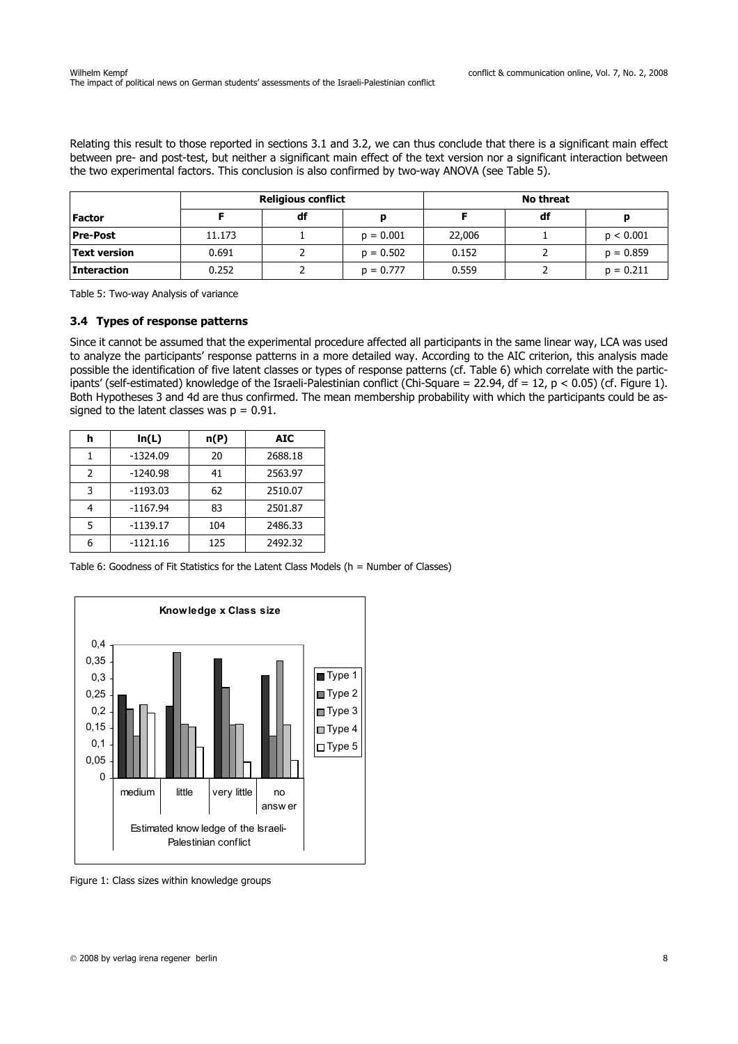Relating this result to those reported in sections 3.1 and 3.2, we can thus conclude that there is a significant main effect between pre- and post-test, but neither a significant main effect of the text version nor a significant interaction between the two experimental factors. This conclusion is also confirmed by two-way ANOVA (see Table 5).

| | Religious conflict | | | No threat | | |
|---|---|---|---|---|---|---|
| **Factor** | **F** | **df** | **p** | **F** | **df** | **p** |
| **Pre-Post** | 11.173 | 1 | $p = 0.001$ | 22,006 | 1 | $p < 0.001$ |
| **Text version** | 0.691 | 2 | $p = 0.502$ | 0.152 | 2 | $p = 0.859$ |
| **Interaction** | 0.252 | 2 | $p = 0.777$ | 0.559 | 2 | $p = 0.211$ |

Table 5: Two-way Analysis of variance

### 3.4 Types of response patterns

Since it cannot be assumed that the experimental procedure affected all participants in the same linear way, LCA was used to analyze the participants' response patterns in a more detailed way. According to the AIC criterion, this analysis made possible the identification of five latent classes or types of response patterns (cf. Table 6) which correlate with the participants' (self-estimated) knowledge of the Israeli-Palestinian conflict (Chi-Square = 22.94, df = 12, $p < 0.05$) (cf. Figure 1). Both Hypotheses 3 and 4d are thus confirmed. The mean membership probability with which the participants could be assigned to the latent classes was $p = 0.91$.

| h | ln(L) | n(P) | AIC |
|---|---|---|---|
| 1 | -1324.09 | 20 | 2688.18 |
| 2 | -1240.98 | 41 | 2563.97 |
| 3 | -1193.03 | 62 | 2510.07 |
| 4 | -1167.94 | 83 | 2501.87 |
| 5 | -1139.17 | 104 | 2486.33 |
| 6 | -1121.16 | 125 | 2492.32 |

Table 6: Goodness of Fit Statistics for the Latent Class Models (h = Number of Classes)

Figure 1: Class sizes within knowledge groups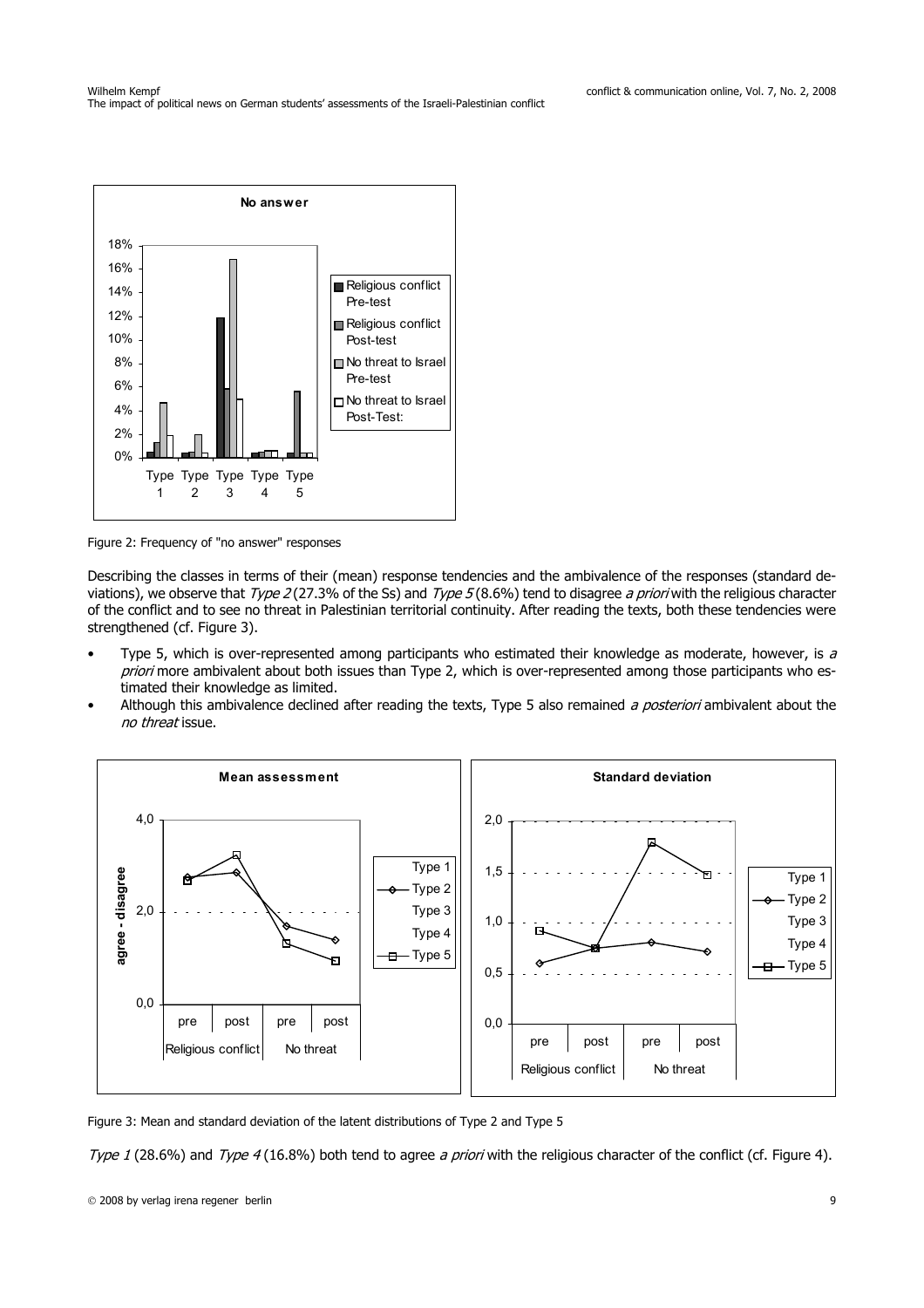Figure 2: Frequency of "no answer" responses

Describing the classes in terms of their (mean) response tendencies and the ambivalence of the responses (standard deviations), we observe that *Type 2* (27.3% of the Ss) and *Type 5* (8.6%) tend to disagree *a priori* with the religious character of the conflict and to see no threat in Palestinian territorial continuity. After reading the texts, both these tendencies were strengthened (cf. Figure 3).

- Type 5, which is over-represented among participants who estimated their knowledge as moderate, however, is *a priori* more ambivalent about both issues than Type 2, which is over-represented among those participants who estimated their knowledge as limited.
- Although this ambivalence declined after reading the texts, Type 5 also remained *a posteriori* ambivalent about the *no threat* issue.

Figure 3: Mean and standard deviation of the latent distributions of Type 2 and Type 5

*Type 1* (28.6%) and *Type 4* (16.8%) both tend to agree *a priori* with the religious character of the conflict (cf. Figure 4).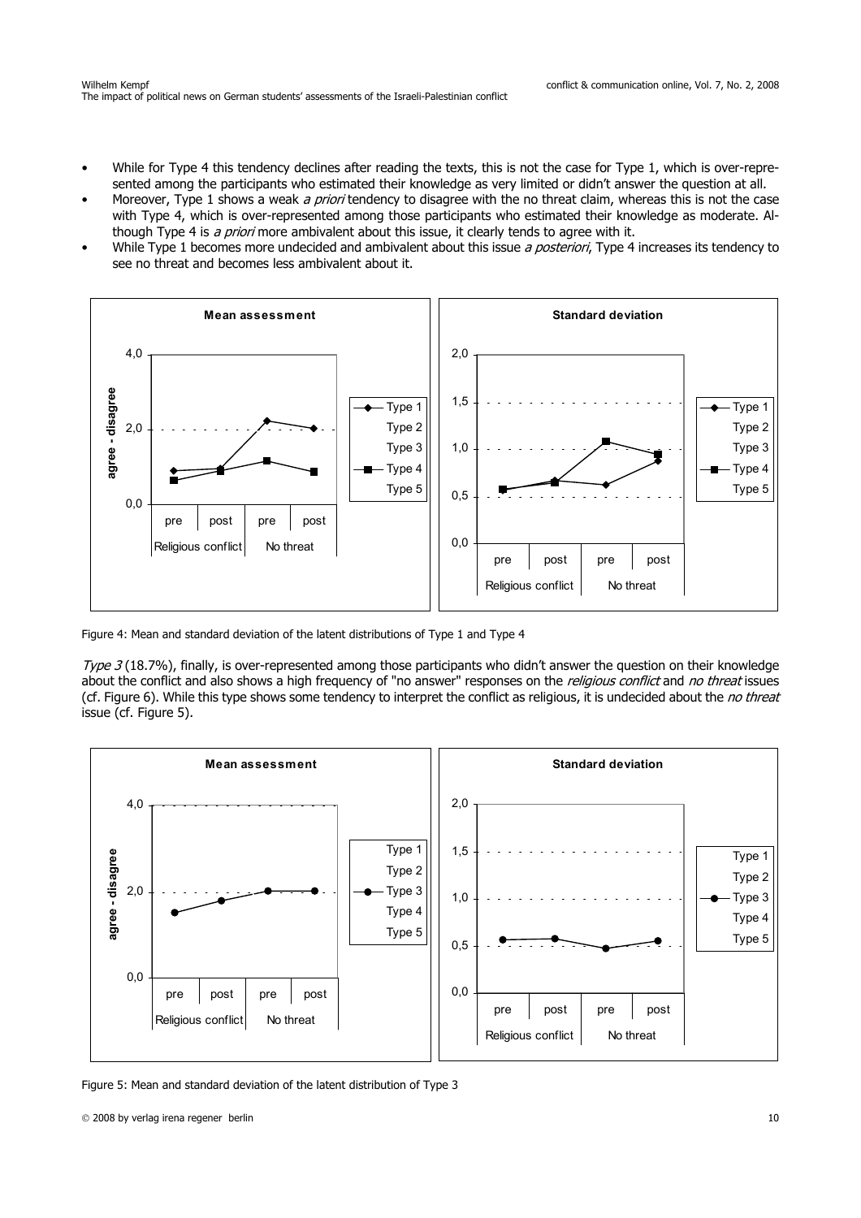- While for Type 4 this tendency declines after reading the texts, this is not the case for Type 1, which is over-represented among the participants who estimated their knowledge as very limited or didn't answer the question at all.
- Moreover, Type 1 shows a weak *a priori* tendency to disagree with the no threat claim, whereas this is not the case with Type 4, which is over-represented among those participants who estimated their knowledge as moderate. Although Type 4 is *a priori* more ambivalent about this issue, it clearly tends to agree with it.
- While Type 1 becomes more undecided and ambivalent about this issue *a posteriori*, Type 4 increases its tendency to see no threat and becomes less ambivalent about it.

Figure 4: Mean and standard deviation of the latent distributions of Type 1 and Type 4

*Type 3* (18.7%), finally, is over-represented among those participants who didn't answer the question on their knowledge about the conflict and also shows a high frequency of "no answer" responses on the *religious conflict* and *no threat* issues (cf. Figure 6). While this type shows some tendency to interpret the conflict as religious, it is undecided about the *no threat* issue (cf. Figure 5).

Figure 5: Mean and standard deviation of the latent distribution of Type 3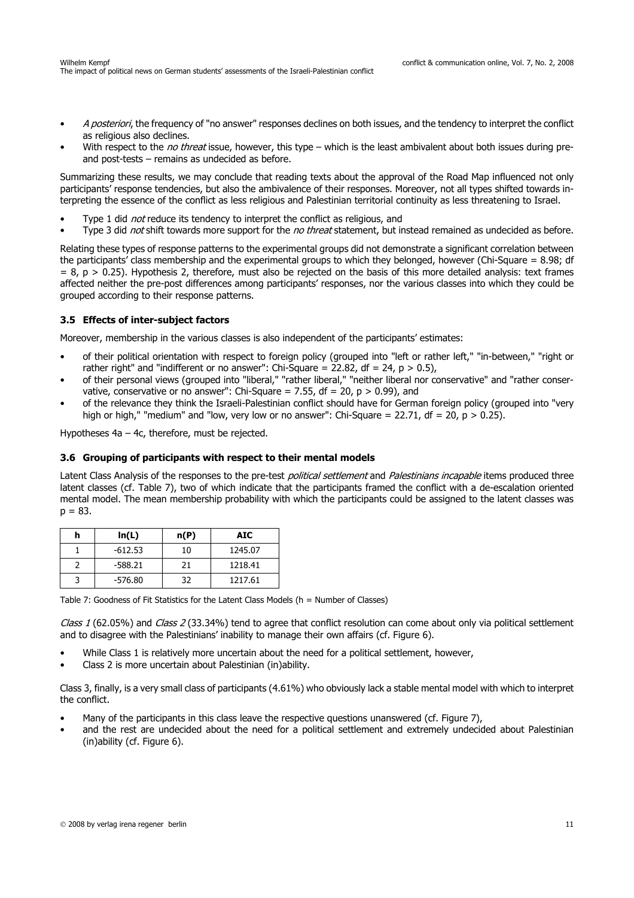- *A posteriori*, the frequency of "no answer" responses declines on both issues, and the tendency to interpret the conflict as religious also declines.
- With respect to the *no threat* issue, however, this type – which is the least ambivalent about both issues during pre- and post-tests – remains as undecided as before.

Summarizing these results, we may conclude that reading texts about the approval of the Road Map influenced not only participants' response tendencies, but also the ambivalence of their responses. Moreover, not all types shifted towards interpreting the essence of the conflict as less religious and Palestinian territorial continuity as less threatening to Israel.

- Type 1 did *not* reduce its tendency to interpret the conflict as religious, and
- Type 3 did *not* shift towards more support for the *no threat* statement, but instead remained as undecided as before.

Relating these types of response patterns to the experimental groups did not demonstrate a significant correlation between the participants' class membership and the experimental groups to which they belonged, however (Chi-Square = 8.98; df = 8, $p > 0.25$). Hypothesis 2, therefore, must also be rejected on the basis of this more detailed analysis: text frames affected neither the pre-post differences among participants' responses, nor the various classes into which they could be grouped according to their response patterns.

### 3.5 Effects of inter-subject factors

Moreover, membership in the various classes is also independent of the participants' estimates:

- of their political orientation with respect to foreign policy (grouped into "left or rather left," "in-between," "right or rather right" and "indifferent or no answer": Chi-Square = 22.82, df = 24, $p > 0.5$),
- of their personal views (grouped into "liberal," "rather liberal," "neither liberal nor conservative" and "rather conservative, conservative or no answer": Chi-Square = 7.55, df = 20, $p > 0.99$), and
- of the relevance they think the Israeli-Palestinian conflict should have for German foreign policy (grouped into "very high or high," "medium" and "low, very low or no answer": Chi-Square = 22.71, df = 20, $p > 0.25$).

Hypotheses 4a – 4c, therefore, must be rejected.

### 3.6 Grouping of participants with respect to their mental models

Latent Class Analysis of the responses to the pre-test *political settlement* and *Palestinians incapable* items produced three latent classes (cf. Table 7), two of which indicate that the participants framed the conflict with a de-escalation oriented mental model. The mean membership probability with which the participants could be assigned to the latent classes was $p = 83$.

| h | ln(L) | n(P) | AIC |
|---|---|---|---|
| 1 | -612.53 | 10 | 1245.07 |
| 2 | -588.21 | 21 | 1218.41 |
| 3 | -576.80 | 32 | 1217.61 |

Table 7: Goodness of Fit Statistics for the Latent Class Models (h = Number of Classes)

*Class 1* (62.05%) and *Class 2* (33.34%) tend to agree that conflict resolution can come about only via political settlement and to disagree with the Palestinians' inability to manage their own affairs (cf. Figure 6).

- While Class 1 is relatively more uncertain about the need for a political settlement, however,
- Class 2 is more uncertain about Palestinian (in)ability.

Class 3, finally, is a very small class of participants (4.61%) who obviously lack a stable mental model with which to interpret the conflict.

- Many of the participants in this class leave the respective questions unanswered (cf. Figure 7),
- and the rest are undecided about the need for a political settlement and extremely undecided about Palestinian (in)ability (cf. Figure 6).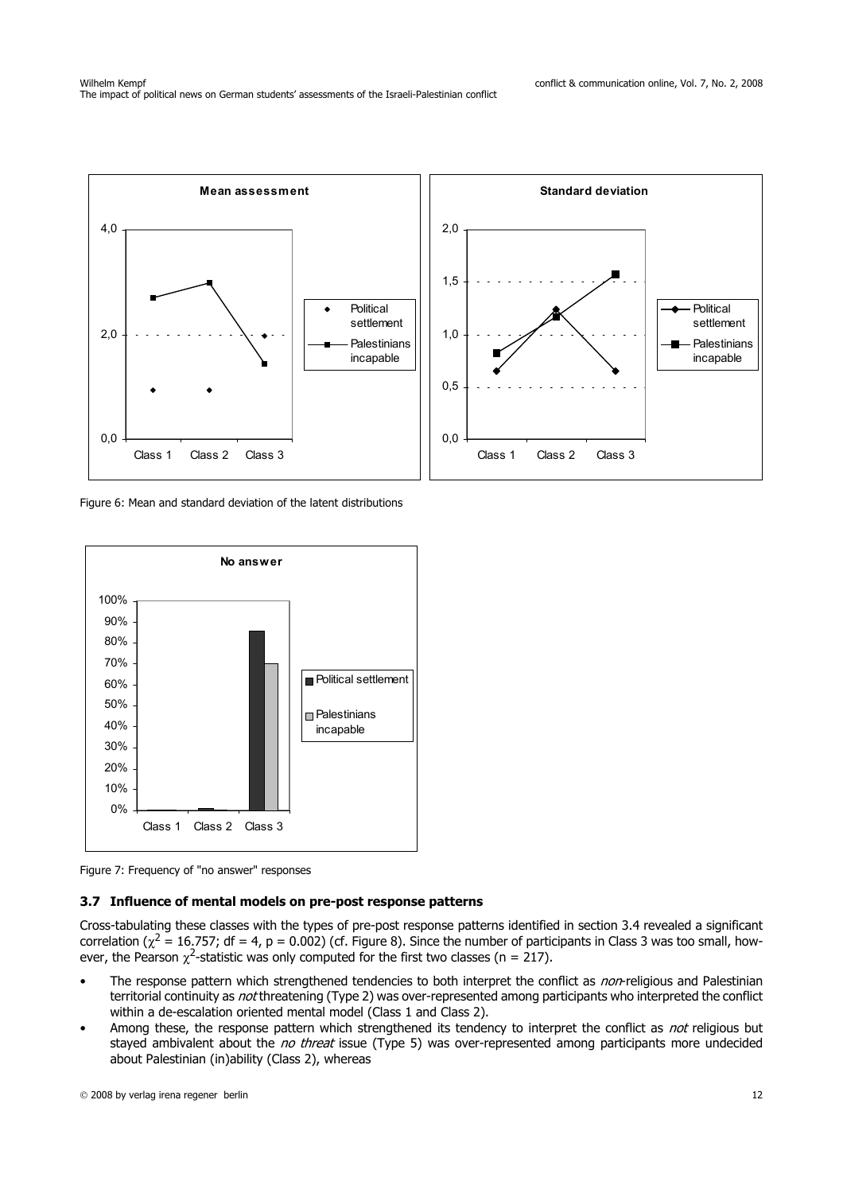Figure 6: Mean and standard deviation of the latent distributions

Figure 7: Frequency of "no answer" responses

### 3.7 Influence of mental models on pre-post response patterns

Cross-tabulating these classes with the types of pre-post response patterns identified in section 3.4 revealed a significant correlation ($\chi^2 = 16.757$; df = 4, $p = 0.002$) (cf. Figure 8). Since the number of participants in Class 3 was too small, however, the Pearson $\chi^2$-statistic was only computed for the first two classes ($n = 217$).

- The response pattern which strengthened tendencies to both interpret the conflict as *non*-religious and Palestinian territorial continuity as *not* threatening (Type 2) was over-represented among participants who interpreted the conflict within a de-escalation oriented mental model (Class 1 and Class 2).
- Among these, the response pattern which strengthened its tendency to interpret the conflict as *not* religious but stayed ambivalent about the *no threat* issue (Type 5) was over-represented among participants more undecided about Palestinian (in)ability (Class 2), whereas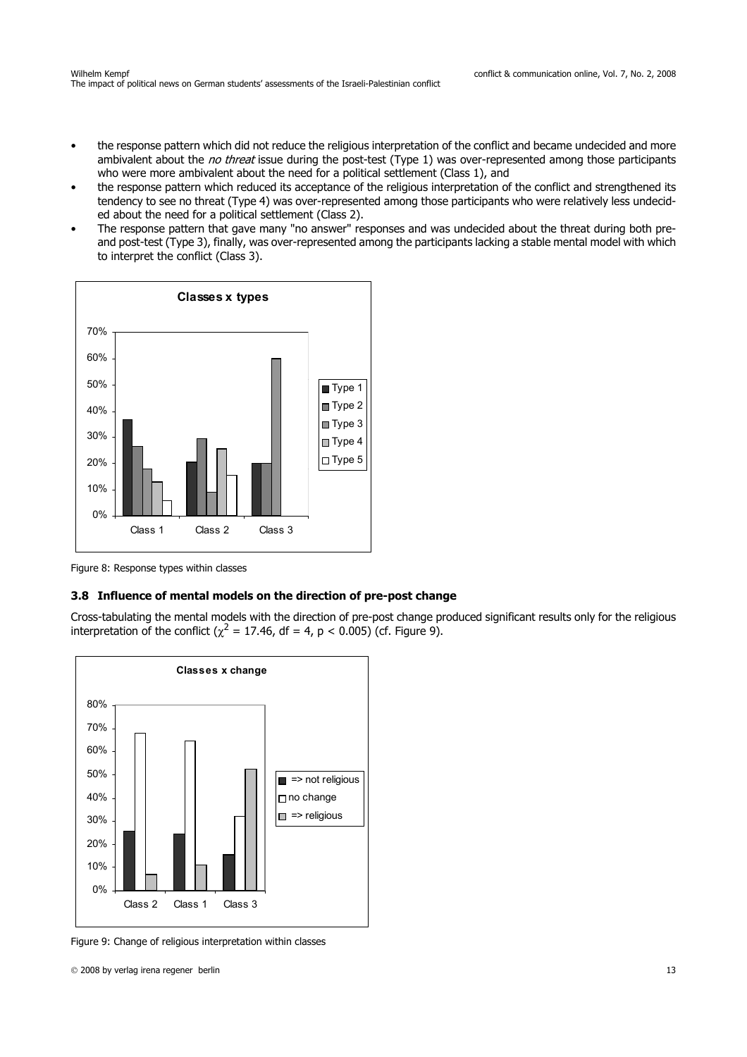- the response pattern which did not reduce the religious interpretation of the conflict and became undecided and more ambivalent about the *no threat* issue during the post-test (Type 1) was over-represented among those participants who were more ambivalent about the need for a political settlement (Class 1), and
- the response pattern which reduced its acceptance of the religious interpretation of the conflict and strengthened its tendency to see no threat (Type 4) was over-represented among those participants who were relatively less undecided about the need for a political settlement (Class 2).
- The response pattern that gave many "no answer" responses and was undecided about the threat during both pre- and post-test (Type 3), finally, was over-represented among the participants lacking a stable mental model with which to interpret the conflict (Class 3).

Figure 8: Response types within classes

### 3.8 Influence of mental models on the direction of pre-post change

Cross-tabulating the mental models with the direction of pre-post change produced significant results only for the religious interpretation of the conflict ($\chi^2 = 17.46$, df = 4, $p < 0.005$) (cf. Figure 9).

Figure 9: Change of religious interpretation within classes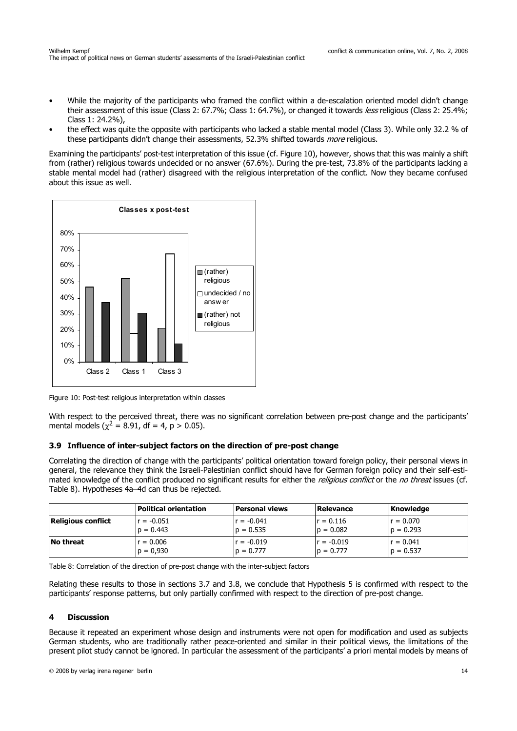- While the majority of the participants who framed the conflict within a de-escalation oriented model didn't change their assessment of this issue (Class 2: 67.7%; Class 1: 64.7%), or changed it towards *less* religious (Class 2: 25.4%; Class 1: 24.2%),
- the effect was quite the opposite with participants who lacked a stable mental model (Class 3). While only 32.2 % of these participants didn't change their assessments, 52.3% shifted towards *more* religious.

Examining the participants' post-test interpretation of this issue (cf. Figure 10), however, shows that this was mainly a shift from (rather) religious towards undecided or no answer (67.6%). During the pre-test, 73.8% of the participants lacking a stable mental model had (rather) disagreed with the religious interpretation of the conflict. Now they became confused about this issue as well.

Figure 10: Post-test religious interpretation within classes

With respect to the perceived threat, there was no significant correlation between pre-post change and the participants' mental models ($\chi^2$ = 8.91, df = 4, $p > 0.05$).

### 3.9 Influence of inter-subject factors on the direction of pre-post change

Correlating the direction of change with the participants' political orientation toward foreign policy, their personal views in general, the relevance they think the Israeli-Palestinian conflict should have for German foreign policy and their self-estimated knowledge of the conflict produced no significant results for either the *religious conflict* or the *no threat* issues (cf. Table 8). Hypotheses 4a–4d can thus be rejected.

| | Political orientation | Personal views | Relevance | Knowledge |
|---|---|---|---|---|
| **Religious conflict** | r = -0.051<br>p = 0.443 | r = -0.041<br>p = 0.535 | r = 0.116<br>p = 0.082 | r = 0.070<br>p = 0.293 |
| **No threat** | r = 0.006<br>p = 0,930 | r = -0.019<br>p = 0.777 | r = -0.019<br>p = 0.777 | r = 0.041<br>p = 0.537 |

Table 8: Correlation of the direction of pre-post change with the inter-subject factors

Relating these results to those in sections 3.7 and 3.8, we conclude that Hypothesis 5 is confirmed with respect to the participants' response patterns, but only partially confirmed with respect to the direction of pre-post change.

## 4 Discussion

Because it repeated an experiment whose design and instruments were not open for modification and used as subjects German students, who are traditionally rather peace-oriented and similar in their political views, the limitations of the present pilot study cannot be ignored. In particular the assessment of the participants' a priori mental models by means of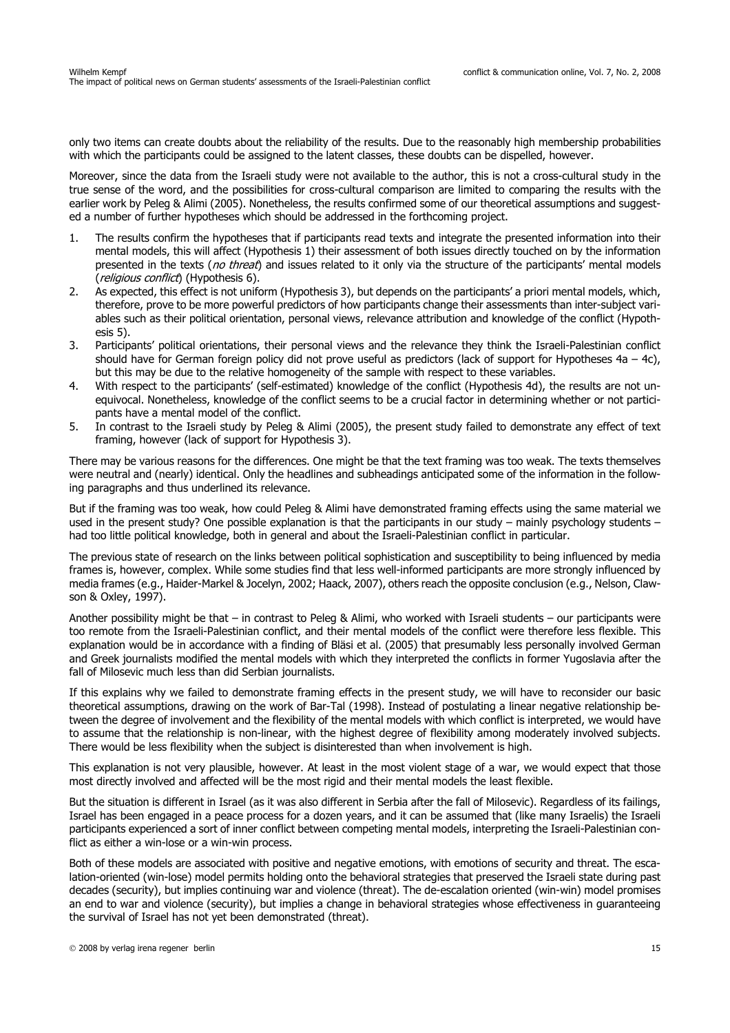only two items can create doubts about the reliability of the results. Due to the reasonably high membership probabilities with which the participants could be assigned to the latent classes, these doubts can be dispelled, however.

Moreover, since the data from the Israeli study were not available to the author, this is not a cross-cultural study in the true sense of the word, and the possibilities for cross-cultural comparison are limited to comparing the results with the earlier work by Peleg & Alimi (2005). Nonetheless, the results confirmed some of our theoretical assumptions and suggested a number of further hypotheses which should be addressed in the forthcoming project.

1. The results confirm the hypotheses that if participants read texts and integrate the presented information into their mental models, this will affect (Hypothesis 1) their assessment of both issues directly touched on by the information presented in the texts (*no threat*) and issues related to it only via the structure of the participants' mental models (*religious conflict*) (Hypothesis 6).
2. As expected, this effect is not uniform (Hypothesis 3), but depends on the participants' a priori mental models, which, therefore, prove to be more powerful predictors of how participants change their assessments than inter-subject variables such as their political orientation, personal views, relevance attribution and knowledge of the conflict (Hypothesis 5).
3. Participants' political orientations, their personal views and the relevance they think the Israeli-Palestinian conflict should have for German foreign policy did not prove useful as predictors (lack of support for Hypotheses 4a – 4c), but this may be due to the relative homogeneity of the sample with respect to these variables.
4. With respect to the participants' (self-estimated) knowledge of the conflict (Hypothesis 4d), the results are not unequivocal. Nonetheless, knowledge of the conflict seems to be a crucial factor in determining whether or not participants have a mental model of the conflict.
5. In contrast to the Israeli study by Peleg & Alimi (2005), the present study failed to demonstrate any effect of text framing, however (lack of support for Hypothesis 3).

There may be various reasons for the differences. One might be that the text framing was too weak. The texts themselves were neutral and (nearly) identical. Only the headlines and subheadings anticipated some of the information in the following paragraphs and thus underlined its relevance.

But if the framing was too weak, how could Peleg & Alimi have demonstrated framing effects using the same material we used in the present study? One possible explanation is that the participants in our study – mainly psychology students – had too little political knowledge, both in general and about the Israeli-Palestinian conflict in particular.

The previous state of research on the links between political sophistication and susceptibility to being influenced by media frames is, however, complex. While some studies find that less well-informed participants are more strongly influenced by media frames (e.g., Haider-Markel & Jocelyn, 2002; Haack, 2007), others reach the opposite conclusion (e.g., Nelson, Clawson & Oxley, 1997).

Another possibility might be that – in contrast to Peleg & Alimi, who worked with Israeli students – our participants were too remote from the Israeli-Palestinian conflict, and their mental models of the conflict were therefore less flexible. This explanation would be in accordance with a finding of Bläsi et al. (2005) that presumably less personally involved German and Greek journalists modified the mental models with which they interpreted the conflicts in former Yugoslavia after the fall of Milosevic much less than did Serbian journalists.

If this explains why we failed to demonstrate framing effects in the present study, we will have to reconsider our basic theoretical assumptions, drawing on the work of Bar-Tal (1998). Instead of postulating a linear negative relationship between the degree of involvement and the flexibility of the mental models with which conflict is interpreted, we would have to assume that the relationship is non-linear, with the highest degree of flexibility among moderately involved subjects. There would be less flexibility when the subject is disinterested than when involvement is high.

This explanation is not very plausible, however. At least in the most violent stage of a war, we would expect that those most directly involved and affected will be the most rigid and their mental models the least flexible.

But the situation is different in Israel (as it was also different in Serbia after the fall of Milosevic). Regardless of its failings, Israel has been engaged in a peace process for a dozen years, and it can be assumed that (like many Israelis) the Israeli participants experienced a sort of inner conflict between competing mental models, interpreting the Israeli-Palestinian conflict as either a win-lose or a win-win process.

Both of these models are associated with positive and negative emotions, with emotions of security and threat. The escalation-oriented (win-lose) model permits holding onto the behavioral strategies that preserved the Israeli state during past decades (security), but implies continuing war and violence (threat). The de-escalation oriented (win-win) model promises an end to war and violence (security), but implies a change in behavioral strategies whose effectiveness in guaranteeing the survival of Israel has not yet been demonstrated (threat).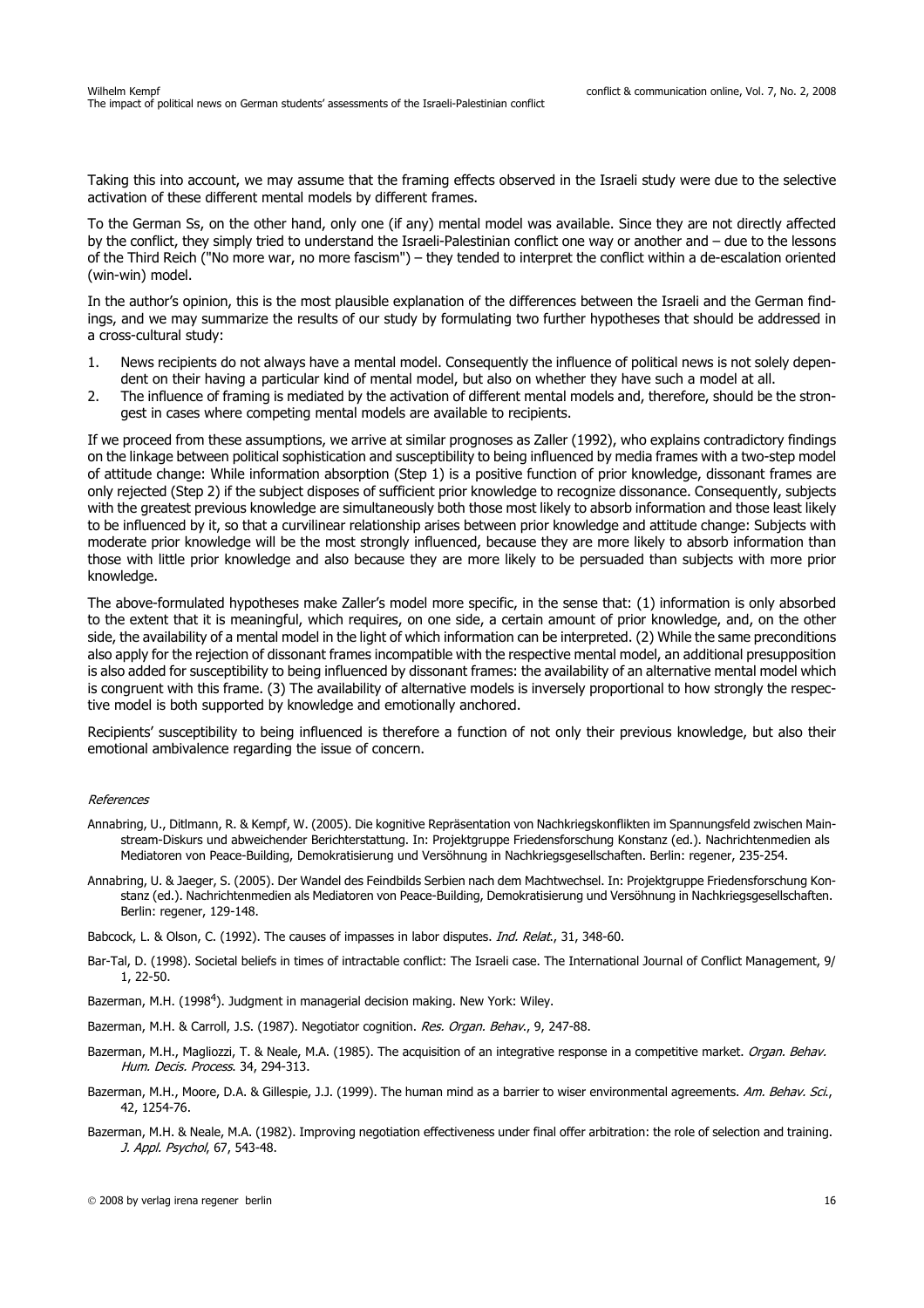Taking this into account, we may assume that the framing effects observed in the Israeli study were due to the selective activation of these different mental models by different frames.

To the German Ss, on the other hand, only one (if any) mental model was available. Since they are not directly affected by the conflict, they simply tried to understand the Israeli-Palestinian conflict one way or another and – due to the lessons of the Third Reich ("No more war, no more fascism") – they tended to interpret the conflict within a de-escalation oriented (win-win) model.

In the author's opinion, this is the most plausible explanation of the differences between the Israeli and the German findings, and we may summarize the results of our study by formulating two further hypotheses that should be addressed in a cross-cultural study:

1. News recipients do not always have a mental model. Consequently the influence of political news is not solely dependent on their having a particular kind of mental model, but also on whether they have such a model at all.
2. The influence of framing is mediated by the activation of different mental models and, therefore, should be the strongest in cases where competing mental models are available to recipients.

If we proceed from these assumptions, we arrive at similar prognoses as Zaller (1992), who explains contradictory findings on the linkage between political sophistication and susceptibility to being influenced by media frames with a two-step model of attitude change: While information absorption (Step 1) is a positive function of prior knowledge, dissonant frames are only rejected (Step 2) if the subject disposes of sufficient prior knowledge to recognize dissonance. Consequently, subjects with the greatest previous knowledge are simultaneously both those most likely to absorb information and those least likely to be influenced by it, so that a curvilinear relationship arises between prior knowledge and attitude change: Subjects with moderate prior knowledge will be the most strongly influenced, because they are more likely to absorb information than those with little prior knowledge and also because they are more likely to be persuaded than subjects with more prior knowledge.

The above-formulated hypotheses make Zaller's model more specific, in the sense that: (1) information is only absorbed to the extent that it is meaningful, which requires, on one side, a certain amount of prior knowledge, and, on the other side, the availability of a mental model in the light of which information can be interpreted. (2) While the same preconditions also apply for the rejection of dissonant frames incompatible with the respective mental model, an additional presupposition is also added for susceptibility to being influenced by dissonant frames: the availability of an alternative mental model which is congruent with this frame. (3) The availability of alternative models is inversely proportional to how strongly the respective model is both supported by knowledge and emotionally anchored.

Recipients' susceptibility to being influenced is therefore a function of not only their previous knowledge, but also their emotional ambivalence regarding the issue of concern.

*References*

Annabring, U., Ditlmann, R. & Kempf, W. (2005). Die kognitive Repräsentation von Nachkriegskonflikten im Spannungsfeld zwischen Mainstream-Diskurs und abweichender Berichterstattung. In: Projektgruppe Friedensforschung Konstanz (ed.). Nachrichtenmedien als Mediatoren von Peace-Building, Demokratisierung und Versöhnung in Nachkriegsgesellschaften. Berlin: regener, 235-254.

Annabring, U. & Jaeger, S. (2005). Der Wandel des Feindbilds Serbien nach dem Machtwechsel. In: Projektgruppe Friedensforschung Konstanz (ed.). Nachrichtenmedien als Mediatoren von Peace-Building, Demokratisierung und Versöhnung in Nachkriegsgesellschaften. Berlin: regener, 129-148.

Babcock, L. & Olson, C. (1992). The causes of impasses in labor disputes. *Ind. Relat.*, 31, 348-60.

Bar-Tal, D. (1998). Societal beliefs in times of intractable conflict: The Israeli case. The International Journal of Conflict Management, 9/1, 22-50.

Bazerman, M.H. (1998[4]). Judgment in managerial decision making. New York: Wiley.

Bazerman, M.H. & Carroll, J.S. (1987). Negotiator cognition. *Res. Organ. Behav.*, 9, 247-88.

Bazerman, M.H., Magliozzi, T. & Neale, M.A. (1985). The acquisition of an integrative response in a competitive market. *Organ. Behav. Hum. Decis. Process*. 34, 294-313.

Bazerman, M.H., Moore, D.A. & Gillespie, J.J. (1999). The human mind as a barrier to wiser environmental agreements. *Am. Behav. Sci.*, 42, 1254-76.

Bazerman, M.H. & Neale, M.A. (1982). Improving negotiation effectiveness under final offer arbitration: the role of selection and training. *J. Appl. Psychol*, 67, 543-48.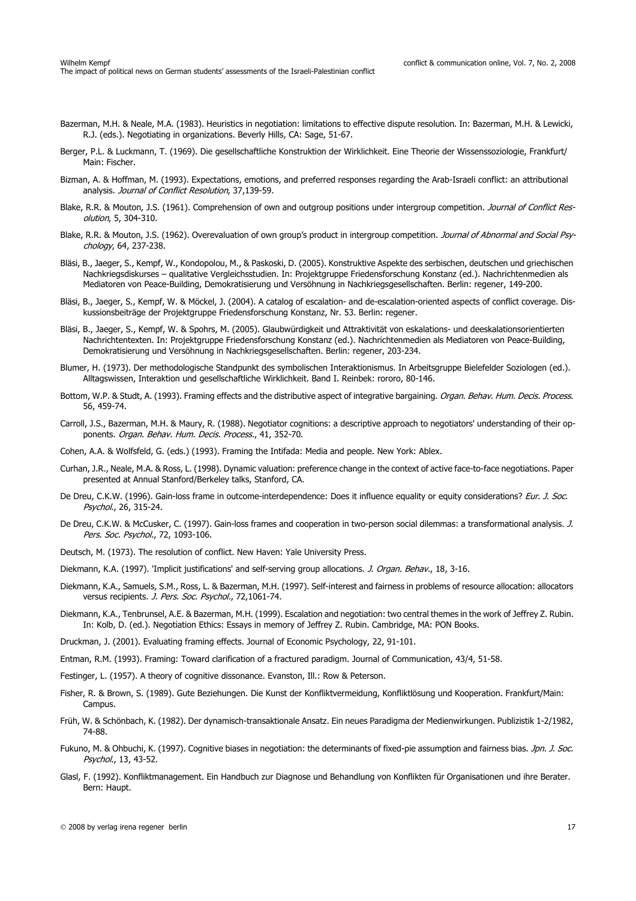Bazerman, M.H. & Neale, M.A. (1983). Heuristics in negotiation: limitations to effective dispute resolution. In: Bazerman, M.H. & Lewicki, R.J. (eds.). Negotiating in organizations. Beverly Hills, CA: Sage, 51-67.

Berger, P.L. & Luckmann, T. (1969). Die gesellschaftliche Konstruktion der Wirklichkeit. Eine Theorie der Wissenssoziologie, Frankfurt/ Main: Fischer.

Bizman, A. & Hoffman, M. (1993). Expectations, emotions, and preferred responses regarding the Arab-Israeli conflict: an attributional analysis. *Journal of Conflict Resolution*, 37,139-59.

Blake, R.R. & Mouton, J.S. (1961). Comprehension of own and outgroup positions under intergroup competition. *Journal of Conflict Resolution*, 5, 304-310.

Blake, R.R. & Mouton, J.S. (1962). Overevaluation of own group's product in intergroup competition. *Journal of Abnormal and Social Psychology*, 64, 237-238.

Bläsi, B., Jaeger, S., Kempf, W., Kondopolou, M., & Paskoski, D. (2005). Konstruktive Aspekte des serbischen, deutschen und griechischen Nachkriegsdiskurses – qualitative Vergleichsstudien. In: Projektgruppe Friedensforschung Konstanz (ed.). Nachrichtenmedien als Mediatoren von Peace-Building, Demokratisierung und Versöhnung in Nachkriegsgesellschaften. Berlin: regener, 149-200.

Bläsi, B., Jaeger, S., Kempf, W. & Möckel, J. (2004). A catalog of escalation- and de-escalation-oriented aspects of conflict coverage. Diskussionsbeiträge der Projektgruppe Friedensforschung Konstanz, Nr. 53. Berlin: regener.

Bläsi, B., Jaeger, S., Kempf, W. & Spohrs, M. (2005). Glaubwürdigkeit und Attraktivität von eskalations- und deeskalationsorientierten Nachrichtentexten. In: Projektgruppe Friedensforschung Konstanz (ed.). Nachrichtenmedien als Mediatoren von Peace-Building, Demokratisierung und Versöhnung in Nachkriegsgesellschaften. Berlin: regener, 203-234.

Blumer, H. (1973). Der methodologische Standpunkt des symbolischen Interaktionismus. In Arbeitsgruppe Bielefelder Soziologen (ed.). Alltagswissen, Interaktion und gesellschaftliche Wirklichkeit. Band I. Reinbek: rororo, 80-146.

Bottom, W.P. & Studt, A. (1993). Framing effects and the distributive aspect of integrative bargaining. *Organ. Behav. Hum. Decis. Process.* 56, 459-74.

Carroll, J.S., Bazerman, M.H. & Maury, R. (1988). Negotiator cognitions: a descriptive approach to negotiators' understanding of their opponents. *Organ. Behav. Hum. Decis. Process.*, 41, 352-70.

Cohen, A.A. & Wolfsfeld, G. (eds.) (1993). Framing the Intifada: Media and people. New York: Ablex.

Curhan, J.R., Neale, M.A. & Ross, L. (1998). Dynamic valuation: preference change in the context of active face-to-face negotiations. Paper presented at Annual Stanford/Berkeley talks, Stanford, CA.

De Dreu, C.K.W. (1996). Gain-loss frame in outcome-interdependence: Does it influence equality or equity considerations? *Eur. J. Soc. Psychol.*, 26, 315-24.

De Dreu, C.K.W. & McCusker, C. (1997). Gain-loss frames and cooperation in two-person social dilemmas: a transformational analysis. *J. Pers. Soc. Psychol.*, 72, 1093-106.

Deutsch, M. (1973). The resolution of conflict. New Haven: Yale University Press.

Diekmann, K.A. (1997). 'Implicit justifications' and self-serving group allocations. *J. Organ. Behav.*, 18, 3-16.

Diekmann, K.A., Samuels, S.M., Ross, L. & Bazerman, M.H. (1997). Self-interest and fairness in problems of resource allocation: allocators versus recipients. *J. Pers. Soc. Psychol.*, 72,1061-74.

Diekmann, K.A., Tenbrunsel, A.E. & Bazerman, M.H. (1999). Escalation and negotiation: two central themes in the work of Jeffrey Z. Rubin. In: Kolb, D. (ed.). Negotiation Ethics: Essays in memory of Jeffrey Z. Rubin. Cambridge, MA: PON Books.

Druckman, J. (2001). Evaluating framing effects. Journal of Economic Psychology, 22, 91-101.

Entman, R.M. (1993). Framing: Toward clarification of a fractured paradigm. Journal of Communication, 43/4, 51-58.

Festinger, L. (1957). A theory of cognitive dissonance. Evanston, Ill.: Row & Peterson.

Fisher, R. & Brown, S. (1989). Gute Beziehungen. Die Kunst der Konfliktvermeidung, Konfliktlösung und Kooperation. Frankfurt/Main: Campus.

Früh, W. & Schönbach, K. (1982). Der dynamisch-transaktionale Ansatz. Ein neues Paradigma der Medienwirkungen. Publizistik 1-2/1982, 74-88.

Fukuno, M. & Ohbuchi, K. (1997). Cognitive biases in negotiation: the determinants of fixed-pie assumption and fairness bias. *Jpn. J. Soc. Psychol.*, 13, 43-52.

Glasl, F. (1992). Konfliktmanagement. Ein Handbuch zur Diagnose und Behandlung von Konflikten für Organisationen und ihre Berater. Bern: Haupt.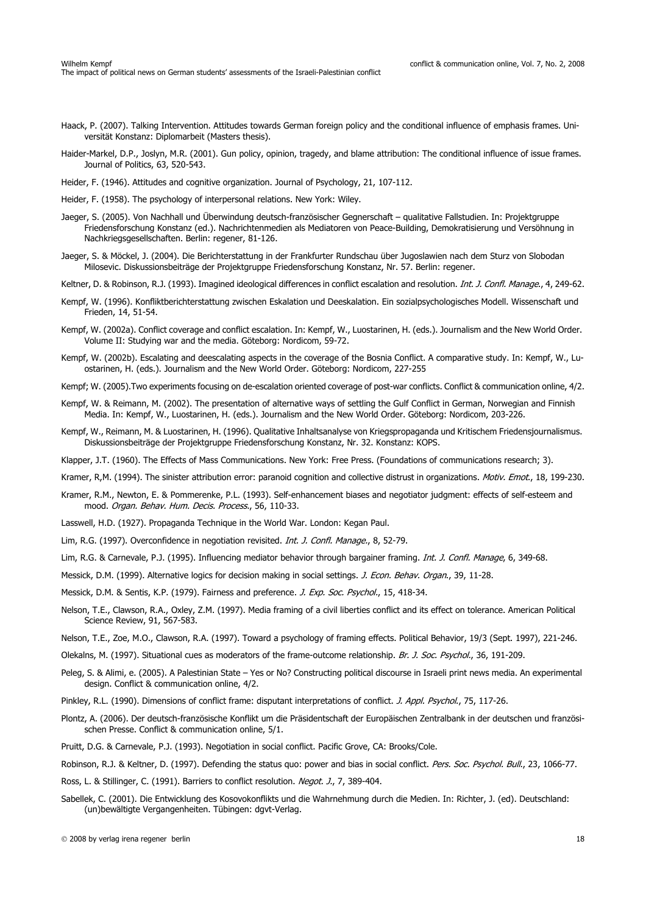Haack, P. (2007). Talking Intervention. Attitudes towards German foreign policy and the conditional influence of emphasis frames. Universität Konstanz: Diplomarbeit (Masters thesis).

Haider-Markel, D.P., Joslyn, M.R. (2001). Gun policy, opinion, tragedy, and blame attribution: The conditional influence of issue frames. Journal of Politics, 63, 520-543.

Heider, F. (1946). Attitudes and cognitive organization. Journal of Psychology, 21, 107-112.

Heider, F. (1958). The psychology of interpersonal relations. New York: Wiley.

Jaeger, S. (2005). Von Nachhall und Überwindung deutsch-französischer Gegnerschaft – qualitative Fallstudien. In: Projektgruppe Friedensforschung Konstanz (ed.). Nachrichtenmedien als Mediatoren von Peace-Building, Demokratisierung und Versöhnung in Nachkriegsgesellschaften. Berlin: regener, 81-126.

Jaeger, S. & Möckel, J. (2004). Die Berichterstattung in der Frankfurter Rundschau über Jugoslawien nach dem Sturz von Slobodan Milosevic. Diskussionsbeiträge der Projektgruppe Friedensforschung Konstanz, Nr. 57. Berlin: regener.

Keltner, D. & Robinson, R.J. (1993). Imagined ideological differences in conflict escalation and resolution. *Int. J. Confl. Manage.*, 4, 249-62.

Kempf, W. (1996). Konfliktberichterstattung zwischen Eskalation und Deeskalation. Ein sozialpsychologisches Modell. Wissenschaft und Frieden, 14, 51-54.

Kempf, W. (2002a). Conflict coverage and conflict escalation. In: Kempf, W., Luostarinen, H. (eds.). Journalism and the New World Order. Volume II: Studying war and the media. Göteborg: Nordicom, 59-72.

Kempf, W. (2002b). Escalating and deescalating aspects in the coverage of the Bosnia Conflict. A comparative study. In: Kempf, W., Luostarinen, H. (eds.). Journalism and the New World Order. Göteborg: Nordicom, 227-255

Kempf; W. (2005).Two experiments focusing on de-escalation oriented coverage of post-war conflicts. Conflict & communication online, 4/2.

Kempf, W. & Reimann, M. (2002). The presentation of alternative ways of settling the Gulf Conflict in German, Norwegian and Finnish Media. In: Kempf, W., Luostarinen, H. (eds.). Journalism and the New World Order. Göteborg: Nordicom, 203-226.

Kempf, W., Reimann, M. & Luostarinen, H. (1996). Qualitative Inhaltsanalyse von Kriegspropaganda und Kritischem Friedensjournalismus. Diskussionsbeiträge der Projektgruppe Friedensforschung Konstanz, Nr. 32. Konstanz: KOPS.

Klapper, J.T. (1960). The Effects of Mass Communications. New York: Free Press. (Foundations of communications research; 3).

Kramer, R,M. (1994). The sinister attribution error: paranoid cognition and collective distrust in organizations. *Motiv. Emot.*, 18, 199-230.

Kramer, R.M., Newton, E. & Pommerenke, P.L. (1993). Self-enhancement biases and negotiator judgment: effects of self-esteem and mood. *Organ. Behav. Hum. Decis. Process.*, 56, 110-33.

Lasswell, H.D. (1927). Propaganda Technique in the World War. London: Kegan Paul.

Lim, R.G. (1997). Overconfidence in negotiation revisited. *Int. J. Confl. Manage.*, 8, 52-79.

Lim, R.G. & Carnevale, P.J. (1995). Influencing mediator behavior through bargainer framing. *Int. J. Confl. Manage*, 6, 349-68.

Messick, D.M. (1999). Alternative logics for decision making in social settings. *J. Econ. Behav. Organ.*, 39, 11-28.

Messick, D.M. & Sentis, K.P. (1979). Fairness and preference. *J. Exp. Soc. Psychol.*, 15, 418-34.

Nelson, T.E., Clawson, R.A., Oxley, Z.M. (1997). Media framing of a civil liberties conflict and its effect on tolerance. American Political Science Review, 91, 567-583.

Nelson, T.E., Zoe, M.O., Clawson, R.A. (1997). Toward a psychology of framing effects. Political Behavior, 19/3 (Sept. 1997), 221-246.

Olekalns, M. (1997). Situational cues as moderators of the frame-outcome relationship. *Br. J. Soc. Psychol.*, 36, 191-209.

Peleg, S. & Alimi, e. (2005). A Palestinian State – Yes or No? Constructing political discourse in Israeli print news media. An experimental design. Conflict & communication online, 4/2.

Pinkley, R.L. (1990). Dimensions of conflict frame: disputant interpretations of conflict. *J. Appl. Psychol.*, 75, 117-26.

Plontz, A. (2006). Der deutsch-französische Konflikt um die Präsidentschaft der Europäischen Zentralbank in der deutschen und französischen Presse. Conflict & communication online, 5/1.

Pruitt, D.G. & Carnevale, P.J. (1993). Negotiation in social conflict. Pacific Grove, CA: Brooks/Cole.

Robinson, R.J. & Keltner, D. (1997). Defending the status quo: power and bias in social conflict. *Pers. Soc. Psychol. Bull.*, 23, 1066-77.

Ross, L. & Stillinger, C. (1991). Barriers to conflict resolution. *Negot. J.*, 7, 389-404.

Sabellek, C. (2001). Die Entwicklung des Kosovokonflikts und die Wahrnehmung durch die Medien. In: Richter, J. (ed). Deutschland: (un)bewältigte Vergangenheiten. Tübingen: dgvt-Verlag.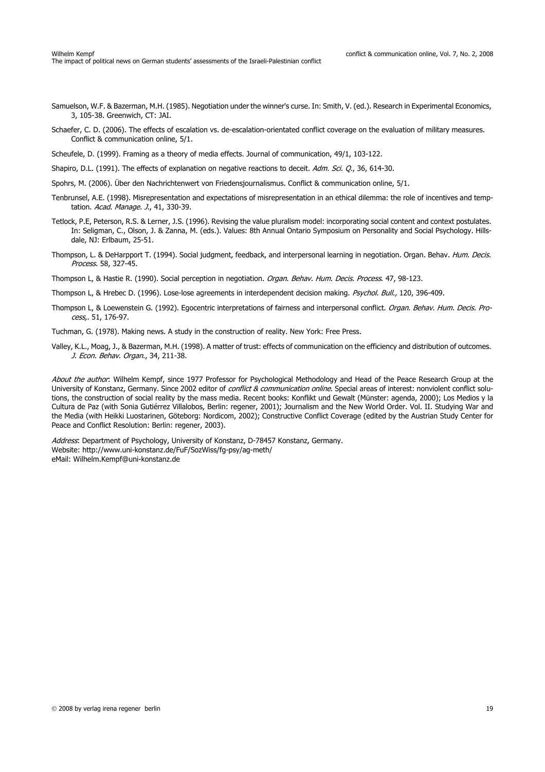Samuelson, W.F. & Bazerman, M.H. (1985). Negotiation under the winner's curse. In: Smith, V. (ed.). Research in Experimental Economics, 3, 105-38. Greenwich, CT: JAI.

Schaefer, C. D. (2006). The effects of escalation vs. de-escalation-orientated conflict coverage on the evaluation of military measures. Conflict & communication online, 5/1.

Scheufele, D. (1999). Framing as a theory of media effects. Journal of communication, 49/1, 103-122.

Shapiro, D.L. (1991). The effects of explanation on negative reactions to deceit. *Adm. Sci. Q.*, 36, 614-30.

Spohrs, M. (2006). Über den Nachrichtenwert von Friedensjournalismus. Conflict & communication online, 5/1.

Tenbrunsel, A.E. (1998). Misrepresentation and expectations of misrepresentation in an ethical dilemma: the role of incentives and temptation. *Acad. Manage. J.*, 41, 330-39.

Tetlock, P.E, Peterson, R.S. & Lerner, J.S. (1996). Revising the value pluralism model: incorporating social content and context postulates. In: Seligman, C., Olson, J. & Zanna, M. (eds.). Values: 8th Annual Ontario Symposium on Personality and Social Psychology. Hillsdale, NJ: Erlbaum, 25-51.

Thompson, L. & DeHarpport T. (1994). Social judgment, feedback, and interpersonal learning in negotiation. Organ. Behav. *Hum. Decis. Process*. 58, 327-45.

Thompson L, & Hastie R. (1990). Social perception in negotiation. *Organ. Behav. Hum. Decis. Process*. 47, 98-123.

Thompson L, & Hrebec D. (1996). Lose-lose agreements in interdependent decision making. *Psychol. Bull.,* 120, 396-409.

Thompson L, & Loewenstein G. (1992). Egocentric interpretations of fairness and interpersonal conflict. *Organ. Behav. Hum. Decis. Process,*. 51, 176-97.

Tuchman, G. (1978). Making news. A study in the construction of reality. New York: Free Press.

Valley, K.L., Moag, J., & Bazerman, M.H. (1998). A matter of trust: effects of communication on the efficiency and distribution of outcomes. *J. Econ. Behav. Organ.*, 34, 211-38.

*About the author*: Wilhelm Kempf, since 1977 Professor for Psychological Methodology and Head of the Peace Research Group at the University of Konstanz, Germany. Since 2002 editor of *conflict & communication online*. Special areas of interest: nonviolent conflict solutions, the construction of social reality by the mass media. Recent books: Konflikt und Gewalt (Münster: agenda, 2000); Los Medios y la Cultura de Paz (with Sonia Gutiérrez Villalobos, Berlin: regener, 2001); Journalism and the New World Order. Vol. II. Studying War and the Media (with Heikki Luostarinen, Göteborg: Nordicom, 2002); Constructive Conflict Coverage (edited by the Austrian Study Center for Peace and Conflict Resolution: Berlin: regener, 2003).

*Address*: Department of Psychology, University of Konstanz, D-78457 Konstanz, Germany.
Website: http://www.uni-konstanz.de/FuF/SozWiss/fg-psy/ag-meth/
eMail: Wilhelm.Kempf@uni-konstanz.de